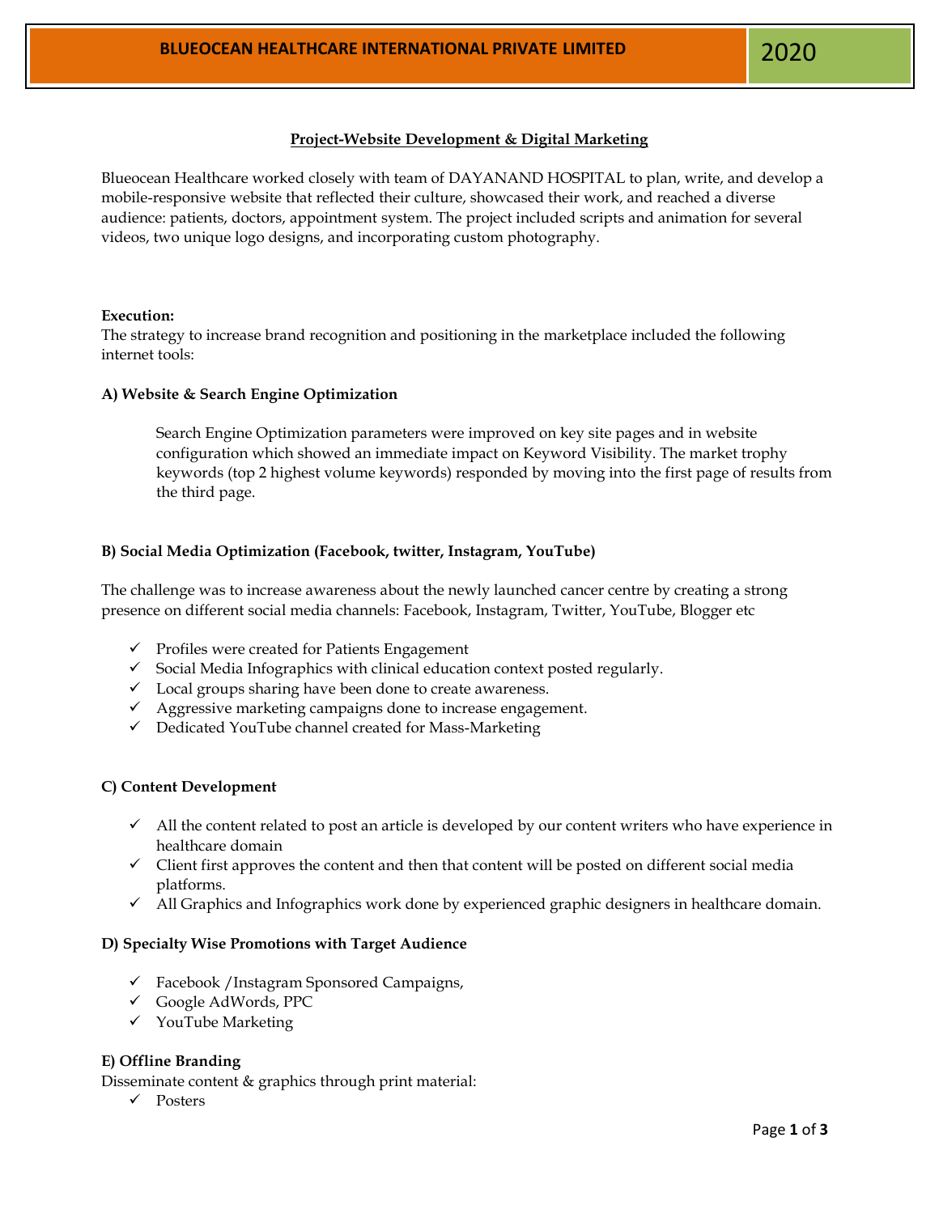**BLUEOCEAN HEALTHCARE INTERNATIONAL PRIVATE LIMITED** | **2020**

## Project-Website Development & Digital Marketing

Blueocean Healthcare worked closely with team of DAYANAND HOSPITAL to plan, write, and develop a mobile-responsive website that reflected their culture, showcased their work, and reached a diverse audience: patients, doctors, appointment system. The project included scripts and animation for several videos, two unique logo designs, and incorporating custom photography.

**Execution:**
The strategy to increase brand recognition and positioning in the marketplace included the following internet tools:

### A) Website & Search Engine Optimization

Search Engine Optimization parameters were improved on key site pages and in website configuration which showed an immediate impact on Keyword Visibility. The market trophy keywords (top 2 highest volume keywords) responded by moving into the first page of results from the third page.

### B) Social Media Optimization (Facebook, twitter, Instagram, YouTube)

The challenge was to increase awareness about the newly launched cancer centre by creating a strong presence on different social media channels: Facebook, Instagram, Twitter, YouTube, Blogger etc

- ✓ Profiles were created for Patients Engagement
- ✓ Social Media Infographics with clinical education context posted regularly.
- ✓ Local groups sharing have been done to create awareness.
- ✓ Aggressive marketing campaigns done to increase engagement.
- ✓ Dedicated YouTube channel created for Mass-Marketing

### C) Content Development

- ✓ All the content related to post an article is developed by our content writers who have experience in healthcare domain
- ✓ Client first approves the content and then that content will be posted on different social media platforms.
- ✓ All Graphics and Infographics work done by experienced graphic designers in healthcare domain.

### D) Specialty Wise Promotions with Target Audience

- ✓ Facebook /Instagram Sponsored Campaigns,
- ✓ Google AdWords, PPC
- ✓ YouTube Marketing

### E) Offline Branding

Disseminate content & graphics through print material:

- ✓ Posters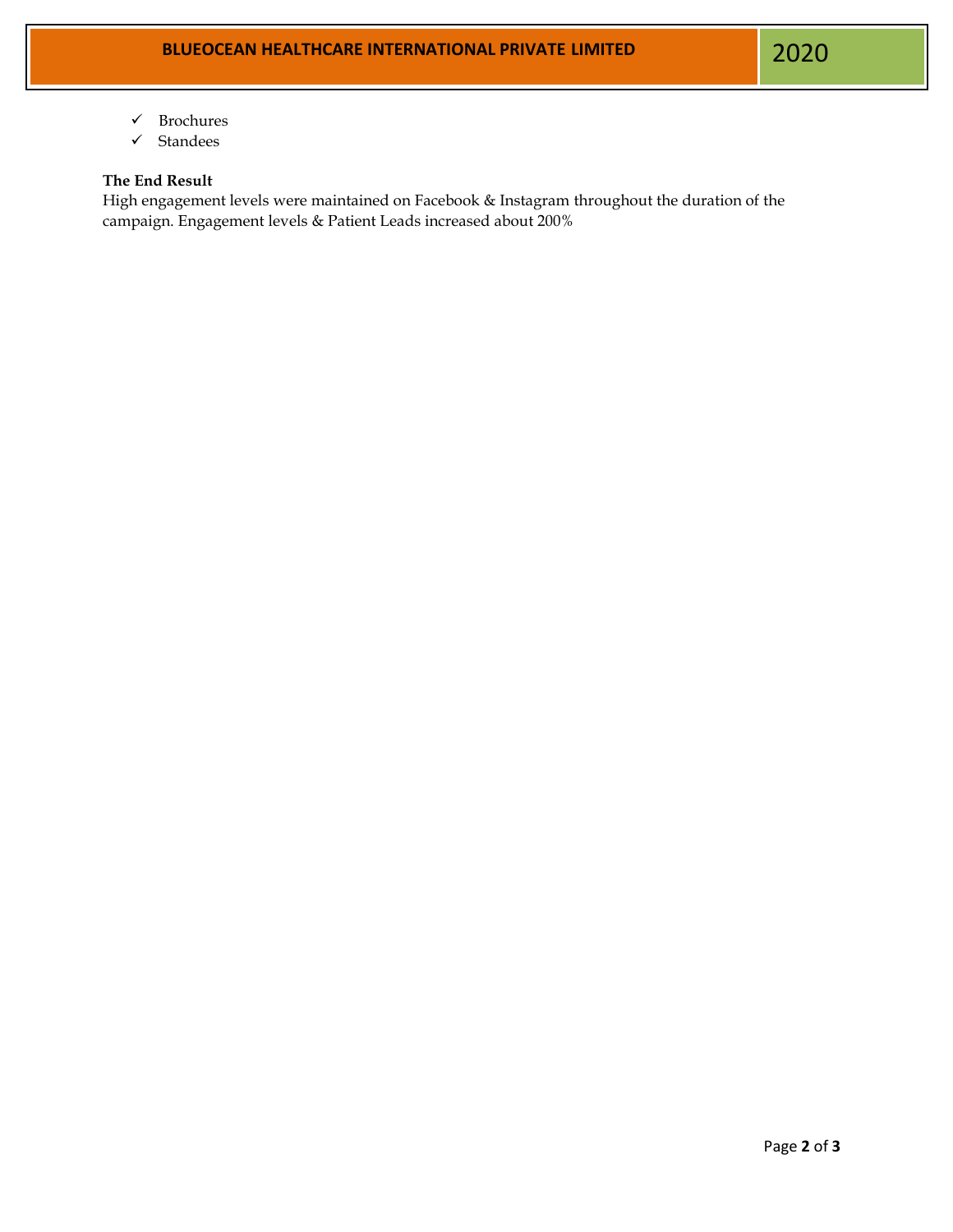- ✓ Brochures
- ✓ Standees

**The End Result**

High engagement levels were maintained on Facebook & Instagram throughout the duration of the campaign. Engagement levels & Patient Leads increased about 200%